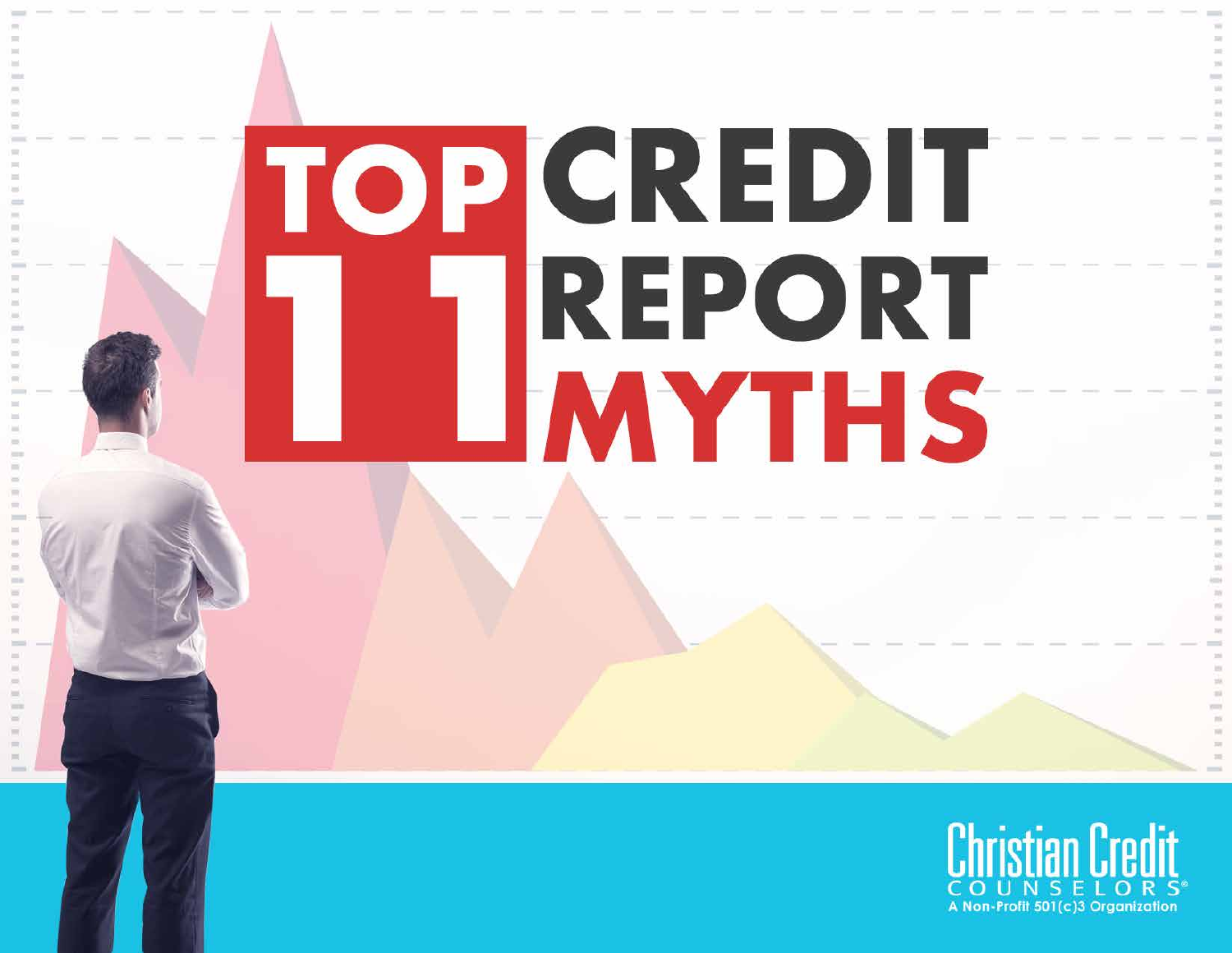# TOP 11 CREDIT REPORT MYTHS

Christian Credit
COUNSELORS®
A Non-Profit 501(c)3 Organization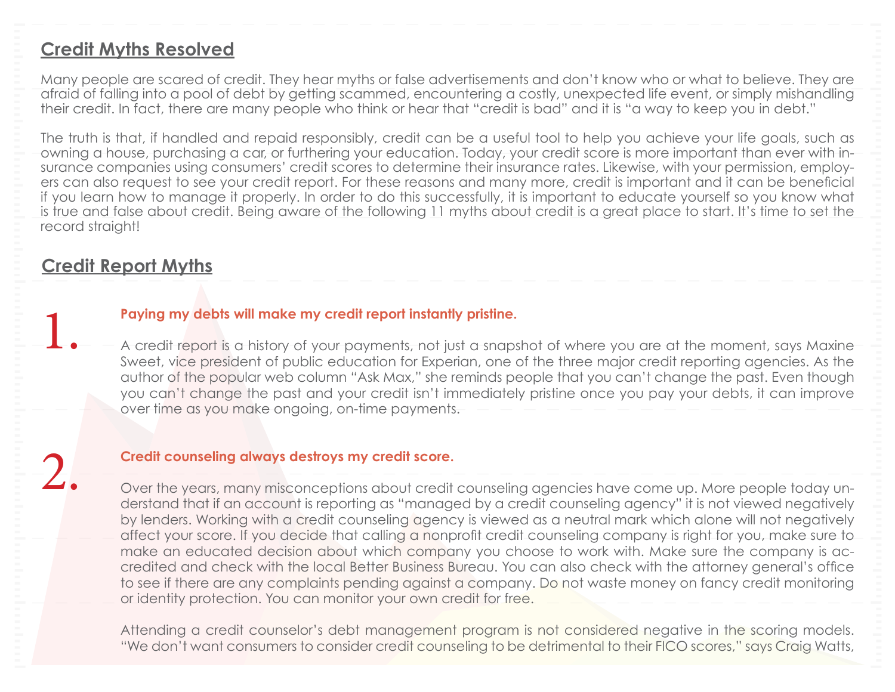## Credit Myths Resolved

Many people are scared of credit. They hear myths or false advertisements and don't know who or what to believe. They are afraid of falling into a pool of debt by getting scammed, encountering a costly, unexpected life event, or simply mishandling their credit. In fact, there are many people who think or hear that "credit is bad" and it is "a way to keep you in debt."

The truth is that, if handled and repaid responsibly, credit can be a useful tool to help you achieve your life goals, such as owning a house, purchasing a car, or furthering your education. Today, your credit score is more important than ever with insurance companies using consumers' credit scores to determine their insurance rates. Likewise, with your permission, employers can also request to see your credit report. For these reasons and many more, credit is important and it can be beneficial if you learn how to manage it properly. In order to do this successfully, it is important to educate yourself so you know what is true and false about credit. Being aware of the following 11 myths about credit is a great place to start. It's time to set the record straight!

## Credit Report Myths

1. **Paying my debts will make my credit report instantly pristine.**

   A credit report is a history of your payments, not just a snapshot of where you are at the moment, says Maxine Sweet, vice president of public education for Experian, one of the three major credit reporting agencies. As the author of the popular web column "Ask Max," she reminds people that you can't change the past. Even though you can't change the past and your credit isn't immediately pristine once you pay your debts, it can improve over time as you make ongoing, on-time payments.

2. **Credit counseling always destroys my credit score.**

   Over the years, many misconceptions about credit counseling agencies have come up. More people today understand that if an account is reporting as "managed by a credit counseling agency" it is not viewed negatively by lenders. Working with a credit counseling agency is viewed as a neutral mark which alone will not negatively affect your score. If you decide that calling a nonprofit credit counseling company is right for you, make sure to make an educated decision about which company you choose to work with. Make sure the company is accredited and check with the local Better Business Bureau. You can also check with the attorney general's office to see if there are any complaints pending against a company. Do not waste money on fancy credit monitoring or identity protection. You can monitor your own credit for free.

   Attending a credit counselor's debt management program is not considered negative in the scoring models. "We don't want consumers to consider credit counseling to be detrimental to their FICO scores," says Craig Watts,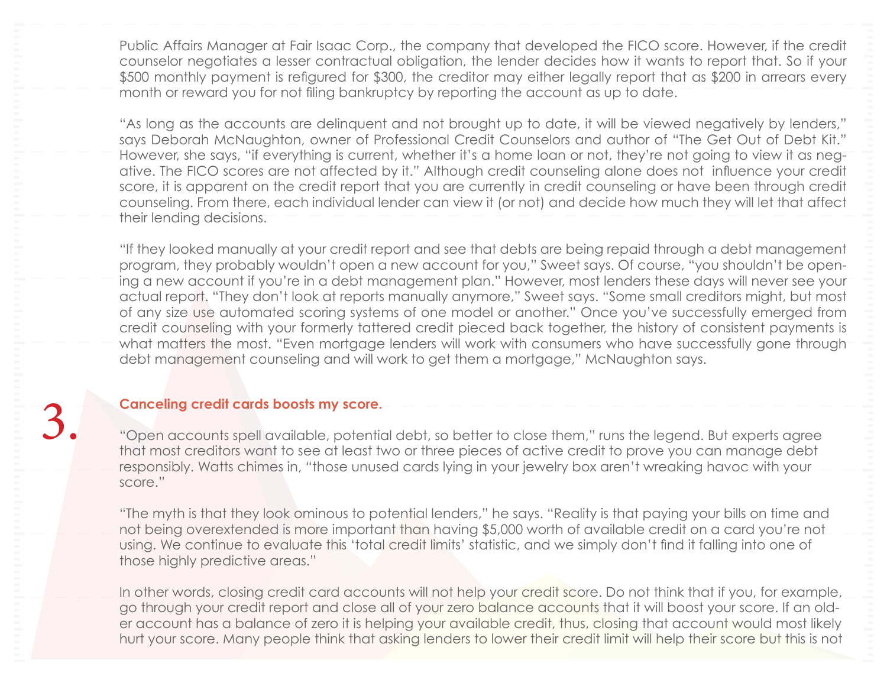Public Affairs Manager at Fair Isaac Corp., the company that developed the FICO score. However, if the credit counselor negotiates a lesser contractual obligation, the lender decides how it wants to report that. So if your $500 monthly payment is refigured for $300, the creditor may either legally report that as $200 in arrears every month or reward you for not filing bankruptcy by reporting the account as up to date.

"As long as the accounts are delinquent and not brought up to date, it will be viewed negatively by lenders," says Deborah McNaughton, owner of Professional Credit Counselors and author of "The Get Out of Debt Kit." However, she says, "if everything is current, whether it's a home loan or not, they're not going to view it as negative. The FICO scores are not affected by it." Although credit counseling alone does not influence your credit score, it is apparent on the credit report that you are currently in credit counseling or have been through credit counseling. From there, each individual lender can view it (or not) and decide how much they will let that affect their lending decisions.

"If they looked manually at your credit report and see that debts are being repaid through a debt management program, they probably wouldn't open a new account for you," Sweet says. Of course, "you shouldn't be opening a new account if you're in a debt management plan." However, most lenders these days will never see your actual report. "They don't look at reports manually anymore," Sweet says. "Some small creditors might, but most of any size use automated scoring systems of one model or another." Once you've successfully emerged from credit counseling with your formerly tattered credit pieced back together, the history of consistent payments is what matters the most. "Even mortgage lenders will work with consumers who have successfully gone through debt management counseling and will work to get them a mortgage," McNaughton says.

## 3. Canceling credit cards boosts my score.

"Open accounts spell available, potential debt, so better to close them," runs the legend. But experts agree that most creditors want to see at least two or three pieces of active credit to prove you can manage debt responsibly. Watts chimes in, "those unused cards lying in your jewelry box aren't wreaking havoc with your score."

"The myth is that they look ominous to potential lenders," he says. "Reality is that paying your bills on time and not being overextended is more important than having $5,000 worth of available credit on a card you're not using. We continue to evaluate this 'total credit limits' statistic, and we simply don't find it falling into one of those highly predictive areas."

In other words, closing credit card accounts will not help your credit score. Do not think that if you, for example, go through your credit report and close all of your zero balance accounts that it will boost your score. If an older account has a balance of zero it is helping your available credit, thus, closing that account would most likely hurt your score. Many people think that asking lenders to lower their credit limit will help their score but this is not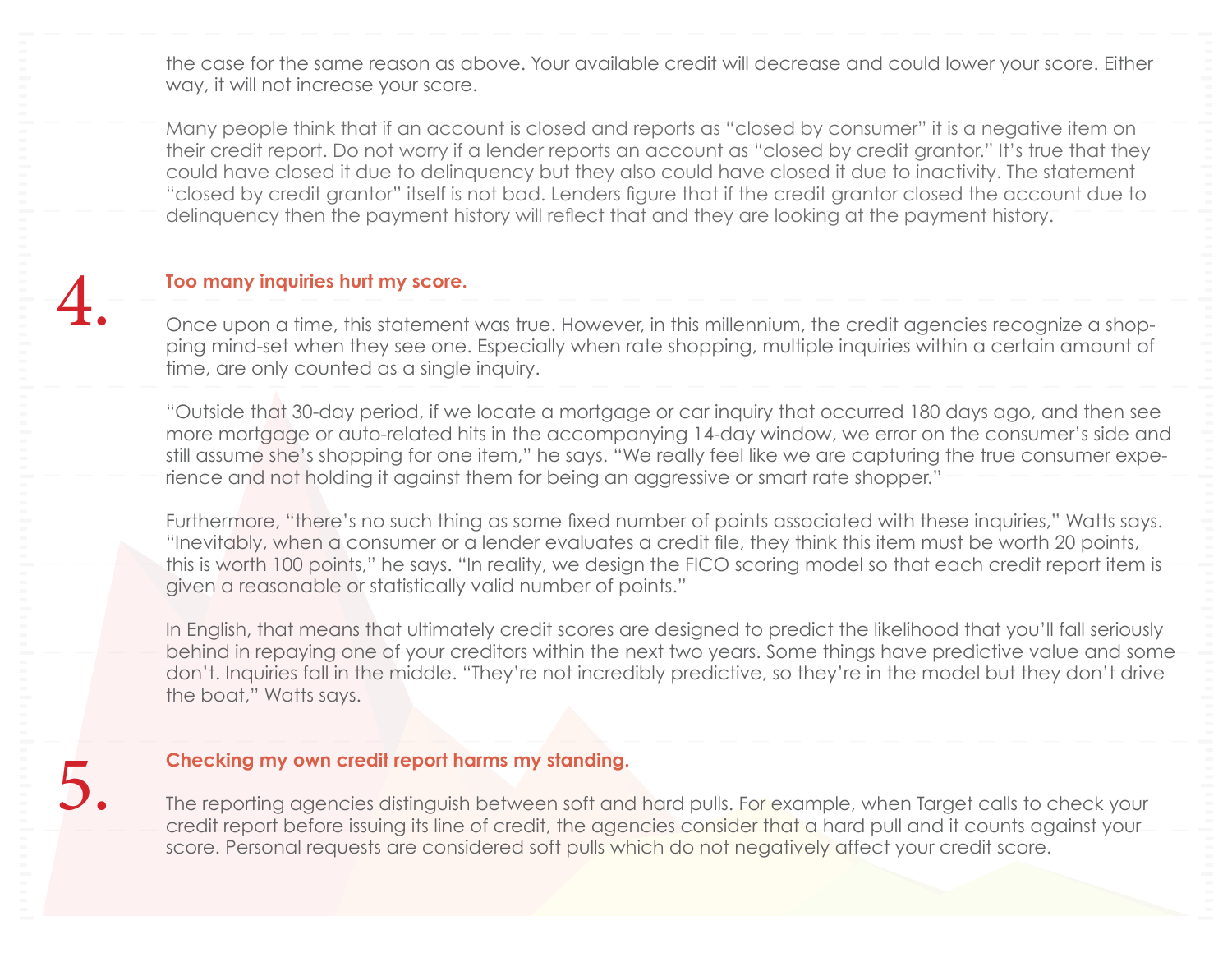the case for the same reason as above. Your available credit will decrease and could lower your score. Either way, it will not increase your score.

Many people think that if an account is closed and reports as "closed by consumer" it is a negative item on their credit report. Do not worry if a lender reports an account as "closed by credit grantor." It's true that they could have closed it due to delinquency but they also could have closed it due to inactivity. The statement "closed by credit grantor" itself is not bad. Lenders figure that if the credit grantor closed the account due to delinquency then the payment history will reflect that and they are looking at the payment history.

## 4. Too many inquiries hurt my score.

Once upon a time, this statement was true. However, in this millennium, the credit agencies recognize a shopping mind-set when they see one. Especially when rate shopping, multiple inquiries within a certain amount of time, are only counted as a single inquiry.

"Outside that 30-day period, if we locate a mortgage or car inquiry that occurred 180 days ago, and then see more mortgage or auto-related hits in the accompanying 14-day window, we error on the consumer's side and still assume she's shopping for one item," he says. "We really feel like we are capturing the true consumer experience and not holding it against them for being an aggressive or smart rate shopper."

Furthermore, "there's no such thing as some fixed number of points associated with these inquiries," Watts says. "Inevitably, when a consumer or a lender evaluates a credit file, they think this item must be worth 20 points, this is worth 100 points," he says. "In reality, we design the FICO scoring model so that each credit report item is given a reasonable or statistically valid number of points."

In English, that means that ultimately credit scores are designed to predict the likelihood that you'll fall seriously behind in repaying one of your creditors within the next two years. Some things have predictive value and some don't. Inquiries fall in the middle. "They're not incredibly predictive, so they're in the model but they don't drive the boat," Watts says.

## 5. Checking my own credit report harms my standing.

The reporting agencies distinguish between soft and hard pulls. For example, when Target calls to check your credit report before issuing its line of credit, the agencies consider that a hard pull and it counts against your score. Personal requests are considered soft pulls which do not negatively affect your credit score.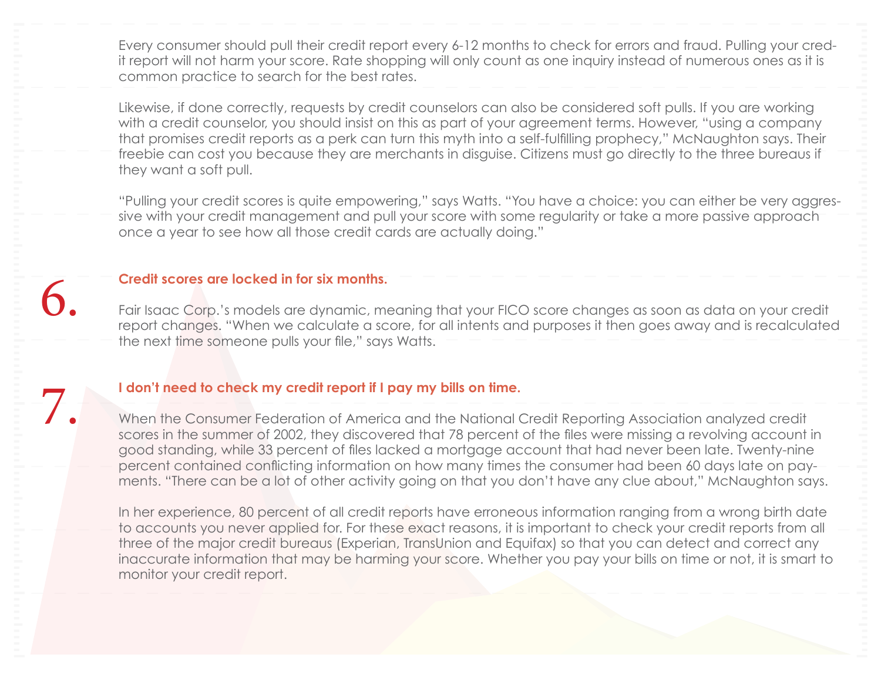Every consumer should pull their credit report every 6-12 months to check for errors and fraud. Pulling your credit report will not harm your score. Rate shopping will only count as one inquiry instead of numerous ones as it is common practice to search for the best rates.

Likewise, if done correctly, requests by credit counselors can also be considered soft pulls. If you are working with a credit counselor, you should insist on this as part of your agreement terms. However, "using a company that promises credit reports as a perk can turn this myth into a self-fulfilling prophecy," McNaughton says. Their freebie can cost you because they are merchants in disguise. Citizens must go directly to the three bureaus if they want a soft pull.

"Pulling your credit scores is quite empowering," says Watts. "You have a choice: you can either be very aggressive with your credit management and pull your score with some regularity or take a more passive approach once a year to see how all those credit cards are actually doing."

## 6. Credit scores are locked in for six months.

Fair Isaac Corp.'s models are dynamic, meaning that your FICO score changes as soon as data on your credit report changes. "When we calculate a score, for all intents and purposes it then goes away and is recalculated the next time someone pulls your file," says Watts.

## 7. I don't need to check my credit report if I pay my bills on time.

When the Consumer Federation of America and the National Credit Reporting Association analyzed credit scores in the summer of 2002, they discovered that 78 percent of the files were missing a revolving account in good standing, while 33 percent of files lacked a mortgage account that had never been late. Twenty-nine percent contained conflicting information on how many times the consumer had been 60 days late on payments. "There can be a lot of other activity going on that you don't have any clue about," McNaughton says.

In her experience, 80 percent of all credit reports have erroneous information ranging from a wrong birth date to accounts you never applied for. For these exact reasons, it is important to check your credit reports from all three of the major credit bureaus (Experian, TransUnion and Equifax) so that you can detect and correct any inaccurate information that may be harming your score. Whether you pay your bills on time or not, it is smart to monitor your credit report.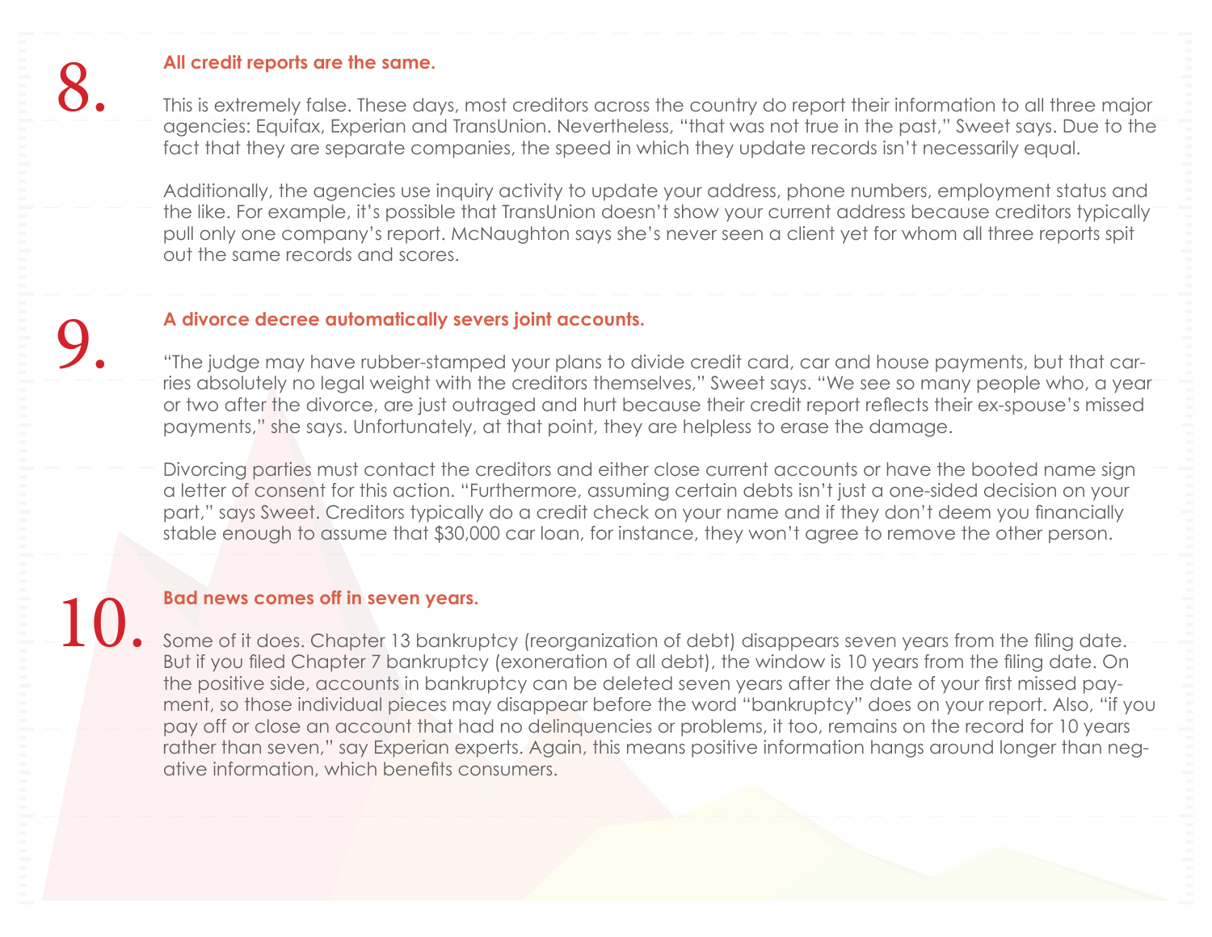## 8. All credit reports are the same.

This is extremely false. These days, most creditors across the country do report their information to all three major agencies: Equifax, Experian and TransUnion. Nevertheless, "that was not true in the past," Sweet says. Due to the fact that they are separate companies, the speed in which they update records isn't necessarily equal.

Additionally, the agencies use inquiry activity to update your address, phone numbers, employment status and the like. For example, it's possible that TransUnion doesn't show your current address because creditors typically pull only one company's report. McNaughton says she's never seen a client yet for whom all three reports spit out the same records and scores.

## 9. A divorce decree automatically severs joint accounts.

"The judge may have rubber-stamped your plans to divide credit card, car and house payments, but that carries absolutely no legal weight with the creditors themselves," Sweet says. "We see so many people who, a year or two after the divorce, are just outraged and hurt because their credit report reflects their ex-spouse's missed payments," she says. Unfortunately, at that point, they are helpless to erase the damage.

Divorcing parties must contact the creditors and either close current accounts or have the booted name sign a letter of consent for this action. "Furthermore, assuming certain debts isn't just a one-sided decision on your part," says Sweet. Creditors typically do a credit check on your name and if they don't deem you financially stable enough to assume that $30,000 car loan, for instance, they won't agree to remove the other person.

## 10. Bad news comes off in seven years.

Some of it does. Chapter 13 bankruptcy (reorganization of debt) disappears seven years from the filing date. But if you filed Chapter 7 bankruptcy (exoneration of all debt), the window is 10 years from the filing date. On the positive side, accounts in bankruptcy can be deleted seven years after the date of your first missed payment, so those individual pieces may disappear before the word "bankruptcy" does on your report. Also, "if you pay off or close an account that had no delinquencies or problems, it too, remains on the record for 10 years rather than seven," say Experian experts. Again, this means positive information hangs around longer than negative information, which benefits consumers.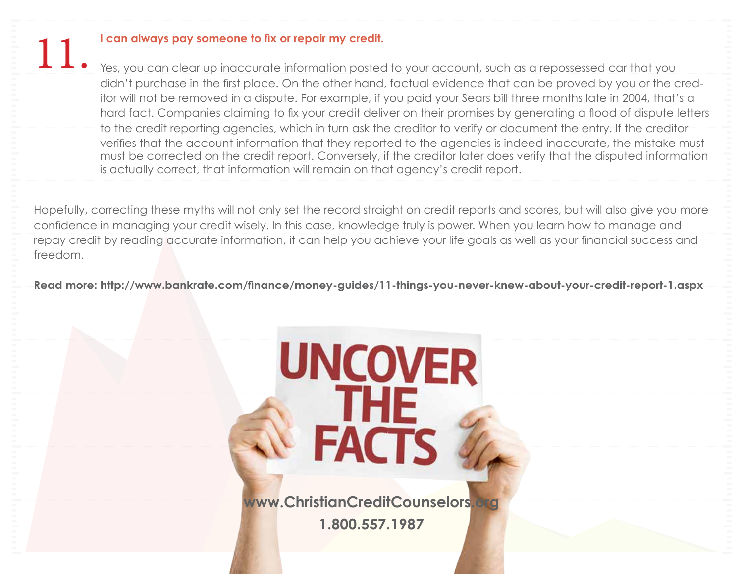11. **I can always pay someone to fix or repair my credit.**

Yes, you can clear up inaccurate information posted to your account, such as a repossessed car that you didn't purchase in the first place. On the other hand, factual evidence that can be proved by you or the creditor will not be removed in a dispute. For example, if you paid your Sears bill three months late in 2004, that's a hard fact. Companies claiming to fix your credit deliver on their promises by generating a flood of dispute letters to the credit reporting agencies, which in turn ask the creditor to verify or document the entry. If the creditor verifies that the account information that they reported to the agencies is indeed inaccurate, the mistake must must be corrected on the credit report. Conversely, if the creditor later does verify that the disputed information is actually correct, that information will remain on that agency's credit report.

Hopefully, correcting these myths will not only set the record straight on credit reports and scores, but will also give you more confidence in managing your credit wisely. In this case, knowledge truly is power. When you learn how to manage and repay credit by reading accurate information, it can help you achieve your life goals as well as your financial success and freedom.

**Read more: http://www.bankrate.com/finance/money-guides/11-things-you-never-knew-about-your-credit-report-1.aspx**

UNCOVER THE FACTS

**www.ChristianCreditCounselors.org**

**1.800.557.1987**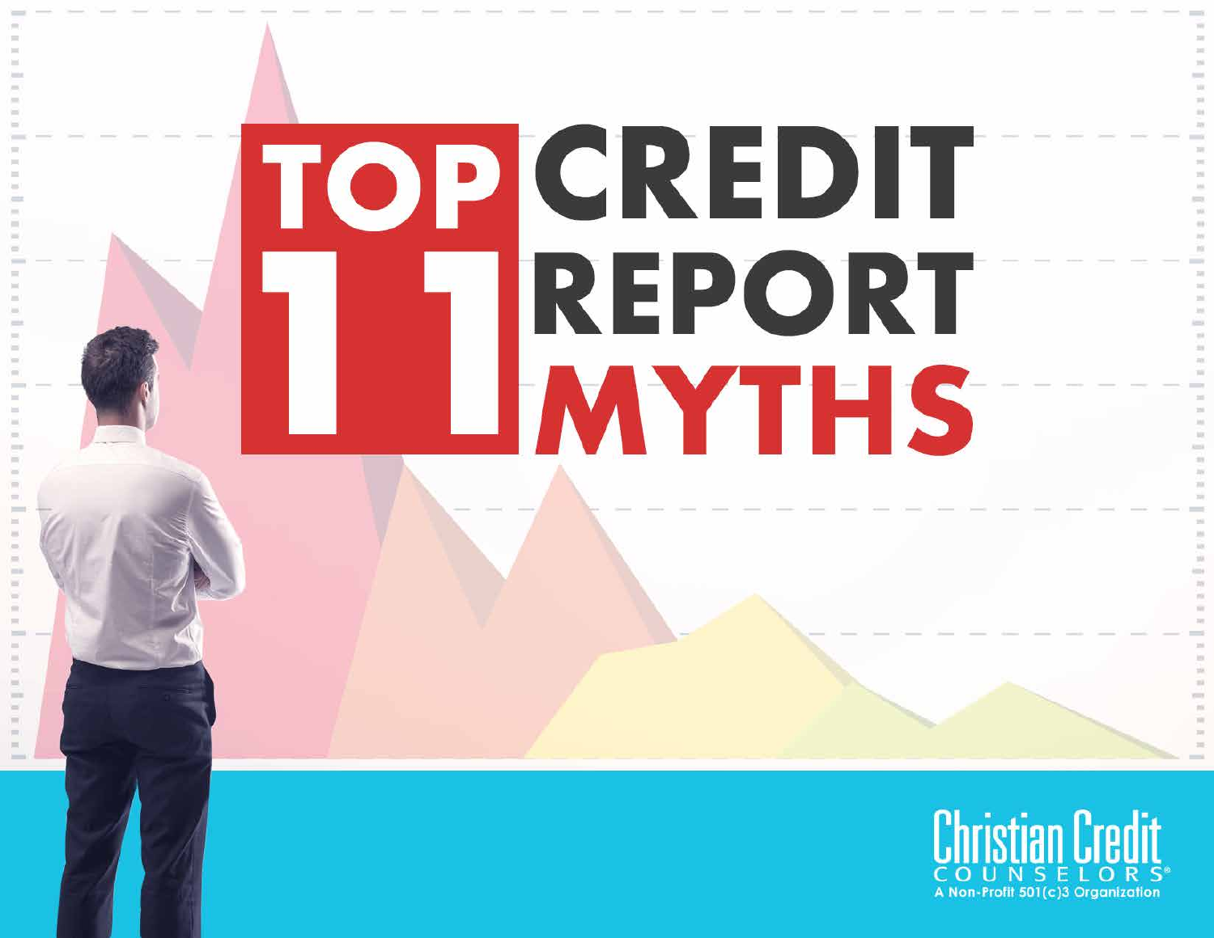# TOP 11 CREDIT REPORT MYTHS

Christian Credit COUNSELORS®

A Non-Profit 501(c)3 Organization